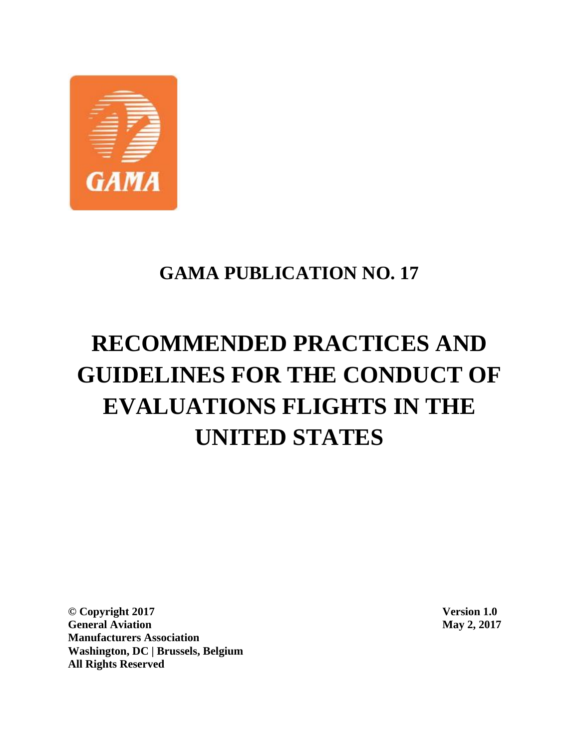GAMA

# GAMA PUBLICATION NO. 17

# RECOMMENDED PRACTICES AND GUIDELINES FOR THE CONDUCT OF EVALUATIONS FLIGHTS IN THE UNITED STATES

**© Copyright 2017**
**General Aviation Manufacturers Association**
**Washington, DC | Brussels, Belgium**
**All Rights Reserved**

**Version 1.0**
**May 2, 2017**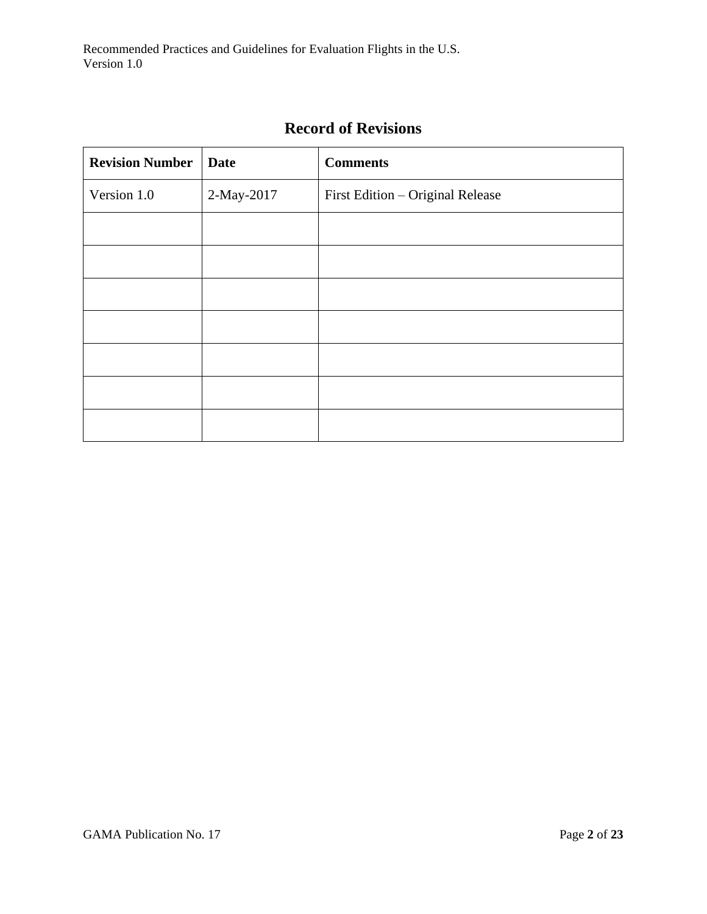# Record of Revisions

| Revision Number | Date | Comments |
|---|---|---|
| Version 1.0 | 2-May-2017 | First Edition – Original Release |
| | | |
| | | |
| | | |
| | | |
| | | |
| | | |
| | | |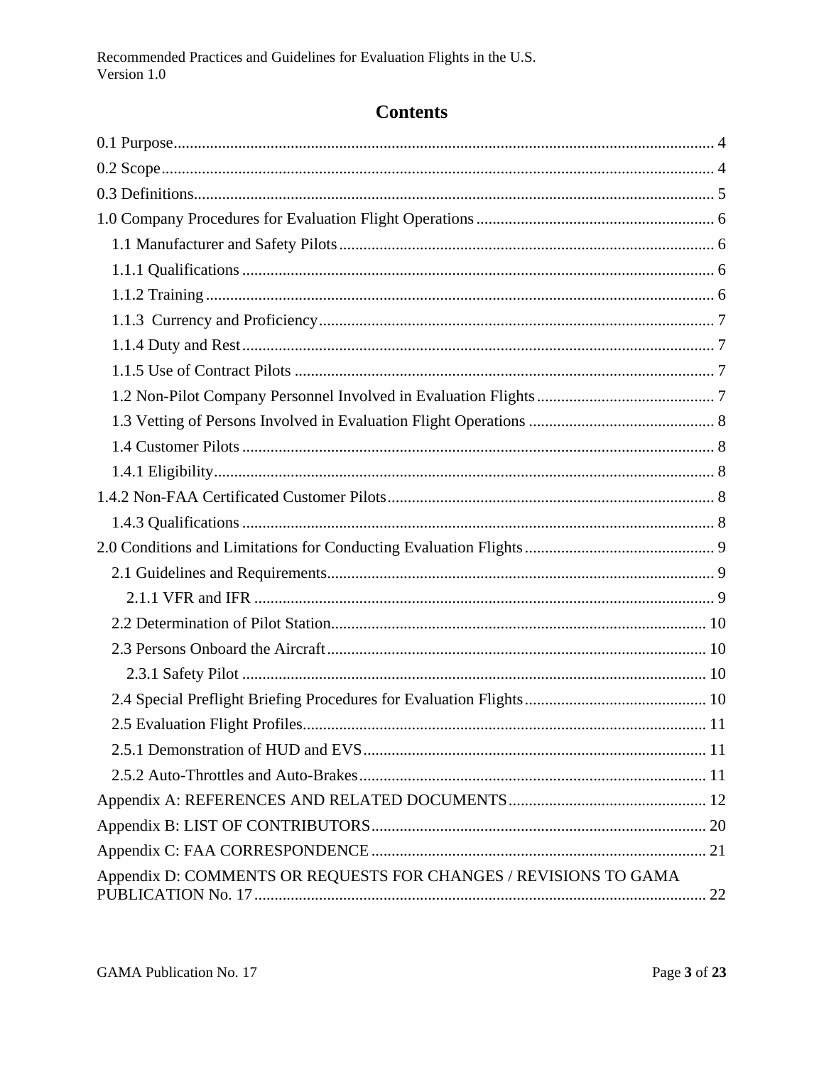# Contents

0.1 Purpose ..... 4
0.2 Scope ..... 4
0.3 Definitions ..... 5
1.0 Company Procedures for Evaluation Flight Operations ..... 6
- 1.1 Manufacturer and Safety Pilots ..... 6
- 1.1.1 Qualifications ..... 6
- 1.1.2 Training ..... 6
- 1.1.3 Currency and Proficiency ..... 7
- 1.1.4 Duty and Rest ..... 7
- 1.1.5 Use of Contract Pilots ..... 7
- 1.2 Non-Pilot Company Personnel Involved in Evaluation Flights ..... 7
- 1.3 Vetting of Persons Involved in Evaluation Flight Operations ..... 8
- 1.4 Customer Pilots ..... 8
- 1.4.1 Eligibility ..... 8

1.4.2 Non-FAA Certificated Customer Pilots ..... 8
- 1.4.3 Qualifications ..... 8

2.0 Conditions and Limitations for Conducting Evaluation Flights ..... 9
- 2.1 Guidelines and Requirements ..... 9
  - 2.1.1 VFR and IFR ..... 9
- 2.2 Determination of Pilot Station ..... 10
- 2.3 Persons Onboard the Aircraft ..... 10
  - 2.3.1 Safety Pilot ..... 10
- 2.4 Special Preflight Briefing Procedures for Evaluation Flights ..... 10
- 2.5 Evaluation Flight Profiles ..... 11
- 2.5.1 Demonstration of HUD and EVS ..... 11
- 2.5.2 Auto-Throttles and Auto-Brakes ..... 11

Appendix A: REFERENCES AND RELATED DOCUMENTS ..... 12
Appendix B: LIST OF CONTRIBUTORS ..... 20
Appendix C: FAA CORRESPONDENCE ..... 21
Appendix D: COMMENTS OR REQUESTS FOR CHANGES / REVISIONS TO GAMA PUBLICATION No. 17 ..... 22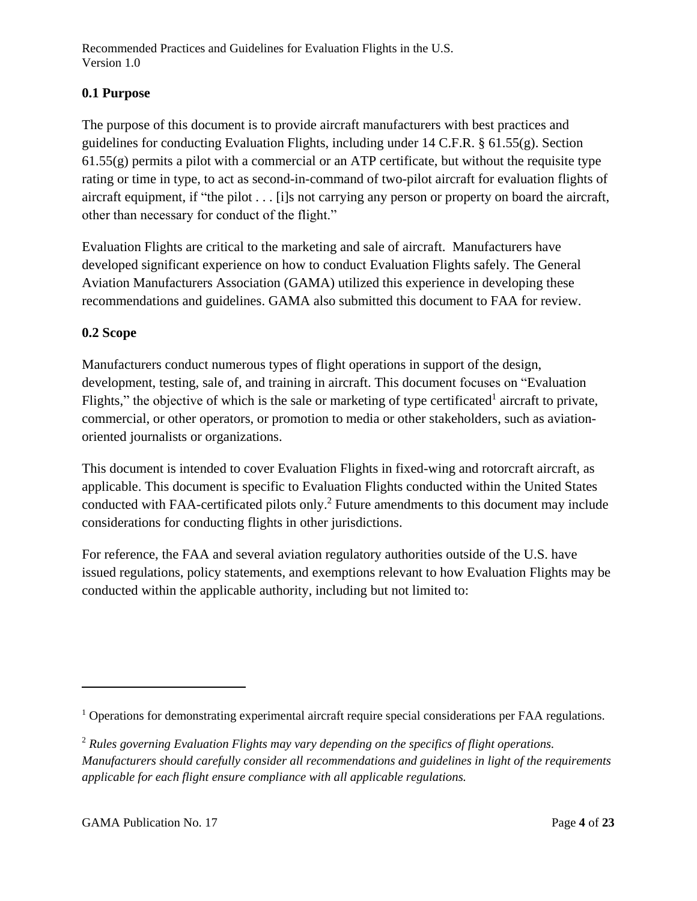## 0.1 Purpose

The purpose of this document is to provide aircraft manufacturers with best practices and guidelines for conducting Evaluation Flights, including under 14 C.F.R. § 61.55(g). Section 61.55(g) permits a pilot with a commercial or an ATP certificate, but without the requisite type rating or time in type, to act as second-in-command of two-pilot aircraft for evaluation flights of aircraft equipment, if "the pilot . . . [i]s not carrying any person or property on board the aircraft, other than necessary for conduct of the flight."

Evaluation Flights are critical to the marketing and sale of aircraft. Manufacturers have developed significant experience on how to conduct Evaluation Flights safely. The General Aviation Manufacturers Association (GAMA) utilized this experience in developing these recommendations and guidelines. GAMA also submitted this document to FAA for review.

## 0.2 Scope

Manufacturers conduct numerous types of flight operations in support of the design, development, testing, sale of, and training in aircraft. This document focuses on "Evaluation Flights," the objective of which is the sale or marketing of type certificated[1] aircraft to private, commercial, or other operators, or promotion to media or other stakeholders, such as aviation-oriented journalists or organizations.

This document is intended to cover Evaluation Flights in fixed-wing and rotorcraft aircraft, as applicable. This document is specific to Evaluation Flights conducted within the United States conducted with FAA-certificated pilots only.[2] Future amendments to this document may include considerations for conducting flights in other jurisdictions.

For reference, the FAA and several aviation regulatory authorities outside of the U.S. have issued regulations, policy statements, and exemptions relevant to how Evaluation Flights may be conducted within the applicable authority, including but not limited to:

---

[1] Operations for demonstrating experimental aircraft require special considerations per FAA regulations.

[2] *Rules governing Evaluation Flights may vary depending on the specifics of flight operations. Manufacturers should carefully consider all recommendations and guidelines in light of the requirements applicable for each flight ensure compliance with all applicable regulations.*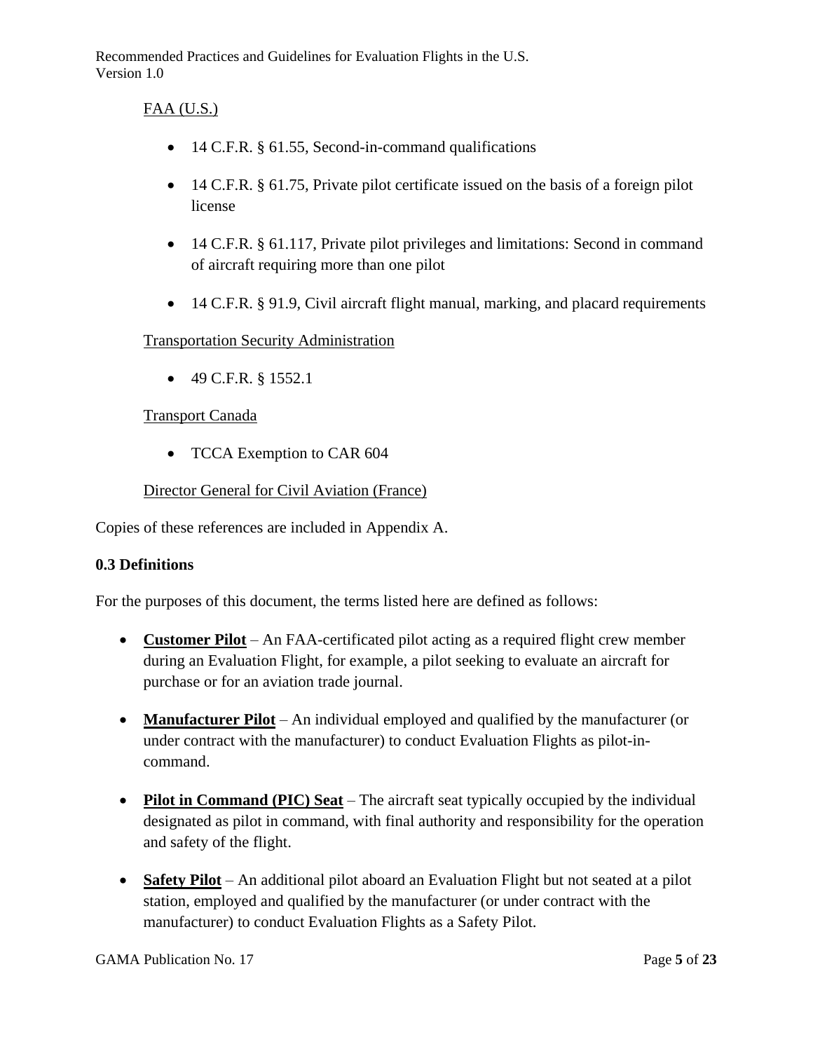FAA (U.S.)

- 14 C.F.R. § 61.55, Second-in-command qualifications
- 14 C.F.R. § 61.75, Private pilot certificate issued on the basis of a foreign pilot license
- 14 C.F.R. § 61.117, Private pilot privileges and limitations: Second in command of aircraft requiring more than one pilot
- 14 C.F.R. § 91.9, Civil aircraft flight manual, marking, and placard requirements

Transportation Security Administration

- 49 C.F.R. § 1552.1

Transport Canada

- TCCA Exemption to CAR 604

Director General for Civil Aviation (France)

Copies of these references are included in Appendix A.

## 0.3 Definitions

For the purposes of this document, the terms listed here are defined as follows:

- **Customer Pilot** – An FAA-certificated pilot acting as a required flight crew member during an Evaluation Flight, for example, a pilot seeking to evaluate an aircraft for purchase or for an aviation trade journal.
- **Manufacturer Pilot** – An individual employed and qualified by the manufacturer (or under contract with the manufacturer) to conduct Evaluation Flights as pilot-in-command.
- **Pilot in Command (PIC) Seat** – The aircraft seat typically occupied by the individual designated as pilot in command, with final authority and responsibility for the operation and safety of the flight.
- **Safety Pilot** – An additional pilot aboard an Evaluation Flight but not seated at a pilot station, employed and qualified by the manufacturer (or under contract with the manufacturer) to conduct Evaluation Flights as a Safety Pilot.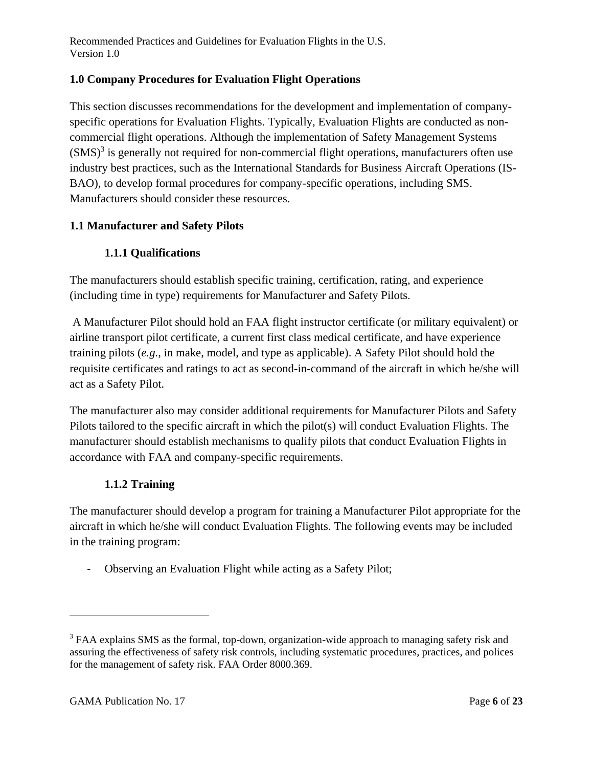## 1.0 Company Procedures for Evaluation Flight Operations

This section discusses recommendations for the development and implementation of company-specific operations for Evaluation Flights. Typically, Evaluation Flights are conducted as non-commercial flight operations. Although the implementation of Safety Management Systems (SMS)[3] is generally not required for non-commercial flight operations, manufacturers often use industry best practices, such as the International Standards for Business Aircraft Operations (IS-BAO), to develop formal procedures for company-specific operations, including SMS. Manufacturers should consider these resources.

## 1.1 Manufacturer and Safety Pilots

### 1.1.1 Qualifications

The manufacturers should establish specific training, certification, rating, and experience (including time in type) requirements for Manufacturer and Safety Pilots.

A Manufacturer Pilot should hold an FAA flight instructor certificate (or military equivalent) or airline transport pilot certificate, a current first class medical certificate, and have experience training pilots (*e.g.*, in make, model, and type as applicable). A Safety Pilot should hold the requisite certificates and ratings to act as second-in-command of the aircraft in which he/she will act as a Safety Pilot.

The manufacturer also may consider additional requirements for Manufacturer Pilots and Safety Pilots tailored to the specific aircraft in which the pilot(s) will conduct Evaluation Flights. The manufacturer should establish mechanisms to qualify pilots that conduct Evaluation Flights in accordance with FAA and company-specific requirements.

### 1.1.2 Training

The manufacturer should develop a program for training a Manufacturer Pilot appropriate for the aircraft in which he/she will conduct Evaluation Flights. The following events may be included in the training program:

- Observing an Evaluation Flight while acting as a Safety Pilot;

---

[3] FAA explains SMS as the formal, top-down, organization-wide approach to managing safety risk and assuring the effectiveness of safety risk controls, including systematic procedures, practices, and polices for the management of safety risk. FAA Order 8000.369.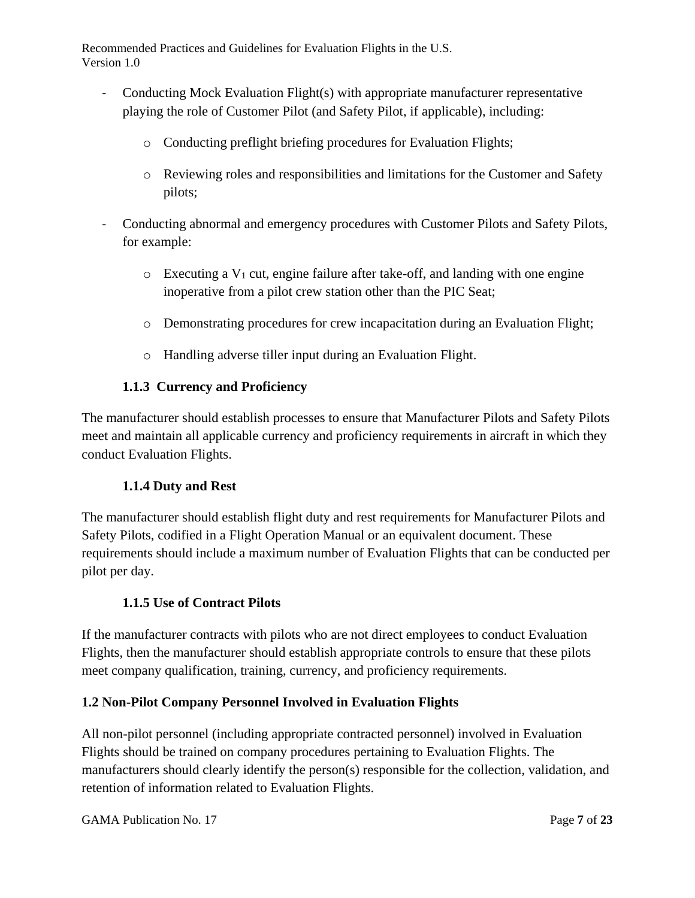- Conducting Mock Evaluation Flight(s) with appropriate manufacturer representative playing the role of Customer Pilot (and Safety Pilot, if applicable), including:
  - Conducting preflight briefing procedures for Evaluation Flights;
  - Reviewing roles and responsibilities and limitations for the Customer and Safety pilots;
- Conducting abnormal and emergency procedures with Customer Pilots and Safety Pilots, for example:
  - Executing a $V_1$ cut, engine failure after take-off, and landing with one engine inoperative from a pilot crew station other than the PIC Seat;
  - Demonstrating procedures for crew incapacitation during an Evaluation Flight;
  - Handling adverse tiller input during an Evaluation Flight.

#### 1.1.3 Currency and Proficiency

The manufacturer should establish processes to ensure that Manufacturer Pilots and Safety Pilots meet and maintain all applicable currency and proficiency requirements in aircraft in which they conduct Evaluation Flights.

#### 1.1.4 Duty and Rest

The manufacturer should establish flight duty and rest requirements for Manufacturer Pilots and Safety Pilots, codified in a Flight Operation Manual or an equivalent document. These requirements should include a maximum number of Evaluation Flights that can be conducted per pilot per day.

#### 1.1.5 Use of Contract Pilots

If the manufacturer contracts with pilots who are not direct employees to conduct Evaluation Flights, then the manufacturer should establish appropriate controls to ensure that these pilots meet company qualification, training, currency, and proficiency requirements.

### 1.2 Non-Pilot Company Personnel Involved in Evaluation Flights

All non-pilot personnel (including appropriate contracted personnel) involved in Evaluation Flights should be trained on company procedures pertaining to Evaluation Flights. The manufacturers should clearly identify the person(s) responsible for the collection, validation, and retention of information related to Evaluation Flights.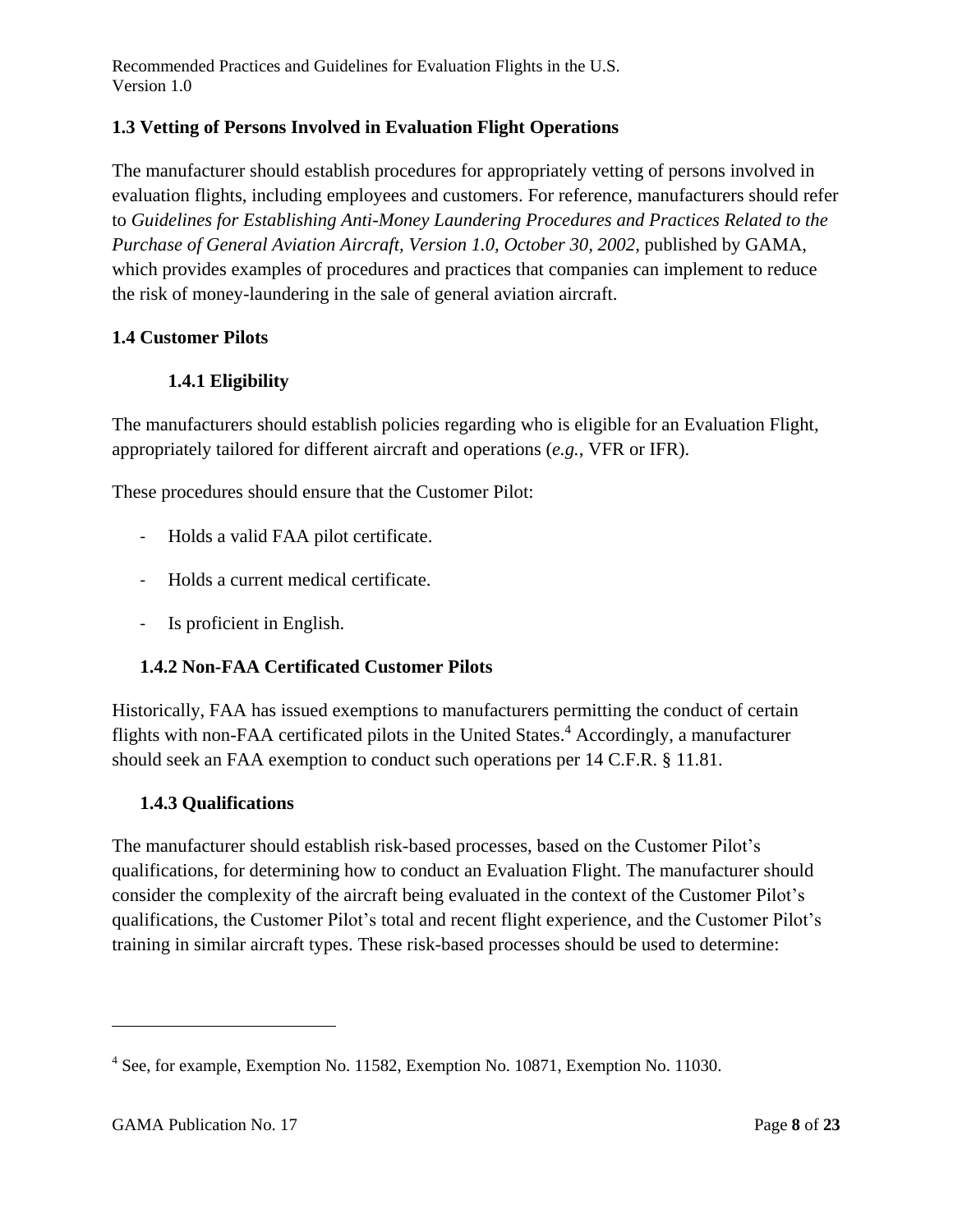### 1.3 Vetting of Persons Involved in Evaluation Flight Operations

The manufacturer should establish procedures for appropriately vetting of persons involved in evaluation flights, including employees and customers. For reference, manufacturers should refer to *Guidelines for Establishing Anti-Money Laundering Procedures and Practices Related to the Purchase of General Aviation Aircraft, Version 1.0, October 30, 2002*, published by GAMA, which provides examples of procedures and practices that companies can implement to reduce the risk of money-laundering in the sale of general aviation aircraft.

### 1.4 Customer Pilots

#### 1.4.1 Eligibility

The manufacturers should establish policies regarding who is eligible for an Evaluation Flight, appropriately tailored for different aircraft and operations (*e.g.*, VFR or IFR).

These procedures should ensure that the Customer Pilot:

- Holds a valid FAA pilot certificate.
- Holds a current medical certificate.
- Is proficient in English.

#### 1.4.2 Non-FAA Certificated Customer Pilots

Historically, FAA has issued exemptions to manufacturers permitting the conduct of certain flights with non-FAA certificated pilots in the United States.[4] Accordingly, a manufacturer should seek an FAA exemption to conduct such operations per 14 C.F.R. § 11.81.

#### 1.4.3 Qualifications

The manufacturer should establish risk-based processes, based on the Customer Pilot's qualifications, for determining how to conduct an Evaluation Flight. The manufacturer should consider the complexity of the aircraft being evaluated in the context of the Customer Pilot's qualifications, the Customer Pilot's total and recent flight experience, and the Customer Pilot's training in similar aircraft types. These risk-based processes should be used to determine:

---

[4] See, for example, Exemption No. 11582, Exemption No. 10871, Exemption No. 11030.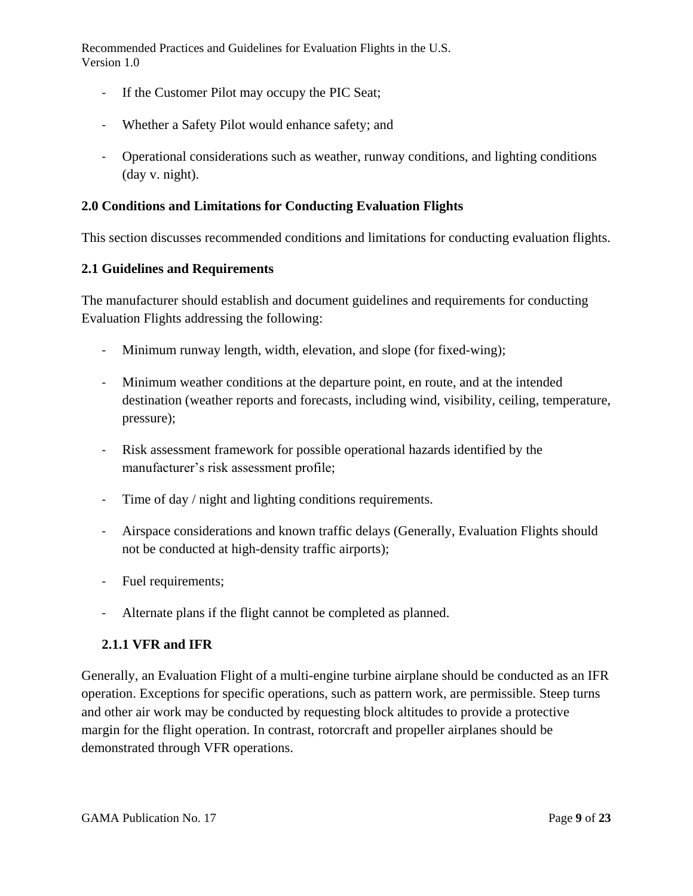- If the Customer Pilot may occupy the PIC Seat;
- Whether a Safety Pilot would enhance safety; and
- Operational considerations such as weather, runway conditions, and lighting conditions (day v. night).

## 2.0 Conditions and Limitations for Conducting Evaluation Flights

This section discusses recommended conditions and limitations for conducting evaluation flights.

### 2.1 Guidelines and Requirements

The manufacturer should establish and document guidelines and requirements for conducting Evaluation Flights addressing the following:

- Minimum runway length, width, elevation, and slope (for fixed-wing);
- Minimum weather conditions at the departure point, en route, and at the intended destination (weather reports and forecasts, including wind, visibility, ceiling, temperature, pressure);
- Risk assessment framework for possible operational hazards identified by the manufacturer's risk assessment profile;
- Time of day / night and lighting conditions requirements.
- Airspace considerations and known traffic delays (Generally, Evaluation Flights should not be conducted at high-density traffic airports);
- Fuel requirements;
- Alternate plans if the flight cannot be completed as planned.

#### 2.1.1 VFR and IFR

Generally, an Evaluation Flight of a multi-engine turbine airplane should be conducted as an IFR operation. Exceptions for specific operations, such as pattern work, are permissible. Steep turns and other air work may be conducted by requesting block altitudes to provide a protective margin for the flight operation. In contrast, rotorcraft and propeller airplanes should be demonstrated through VFR operations.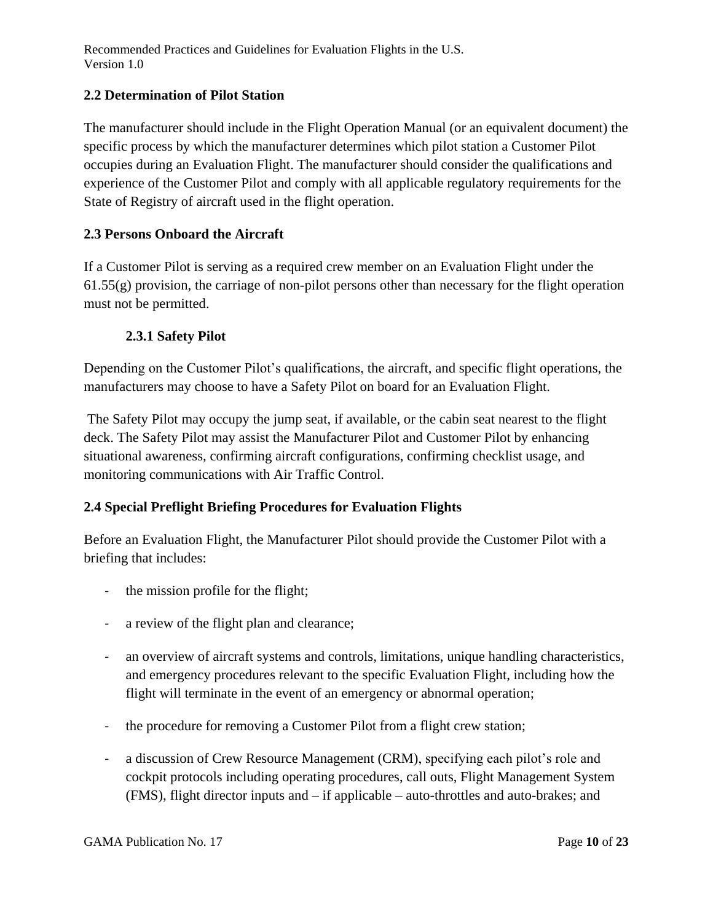## 2.2 Determination of Pilot Station

The manufacturer should include in the Flight Operation Manual (or an equivalent document) the specific process by which the manufacturer determines which pilot station a Customer Pilot occupies during an Evaluation Flight. The manufacturer should consider the qualifications and experience of the Customer Pilot and comply with all applicable regulatory requirements for the State of Registry of aircraft used in the flight operation.

## 2.3 Persons Onboard the Aircraft

If a Customer Pilot is serving as a required crew member on an Evaluation Flight under the 61.55(g) provision, the carriage of non-pilot persons other than necessary for the flight operation must not be permitted.

### 2.3.1 Safety Pilot

Depending on the Customer Pilot's qualifications, the aircraft, and specific flight operations, the manufacturers may choose to have a Safety Pilot on board for an Evaluation Flight.

The Safety Pilot may occupy the jump seat, if available, or the cabin seat nearest to the flight deck. The Safety Pilot may assist the Manufacturer Pilot and Customer Pilot by enhancing situational awareness, confirming aircraft configurations, confirming checklist usage, and monitoring communications with Air Traffic Control.

## 2.4 Special Preflight Briefing Procedures for Evaluation Flights

Before an Evaluation Flight, the Manufacturer Pilot should provide the Customer Pilot with a briefing that includes:

- the mission profile for the flight;
- a review of the flight plan and clearance;
- an overview of aircraft systems and controls, limitations, unique handling characteristics, and emergency procedures relevant to the specific Evaluation Flight, including how the flight will terminate in the event of an emergency or abnormal operation;
- the procedure for removing a Customer Pilot from a flight crew station;
- a discussion of Crew Resource Management (CRM), specifying each pilot's role and cockpit protocols including operating procedures, call outs, Flight Management System (FMS), flight director inputs and – if applicable – auto-throttles and auto-brakes; and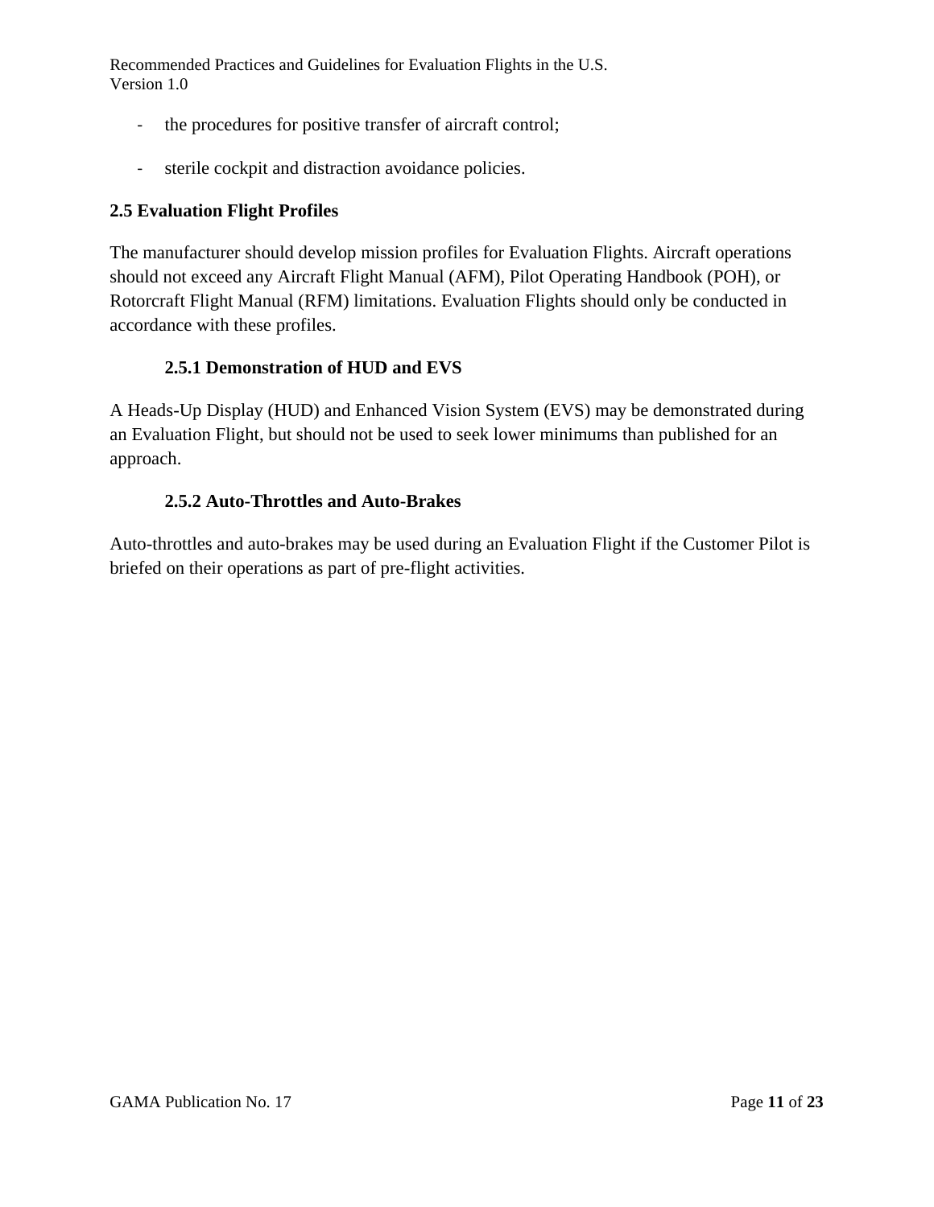- the procedures for positive transfer of aircraft control;
- sterile cockpit and distraction avoidance policies.

## 2.5 Evaluation Flight Profiles

The manufacturer should develop mission profiles for Evaluation Flights. Aircraft operations should not exceed any Aircraft Flight Manual (AFM), Pilot Operating Handbook (POH), or Rotorcraft Flight Manual (RFM) limitations. Evaluation Flights should only be conducted in accordance with these profiles.

### 2.5.1 Demonstration of HUD and EVS

A Heads-Up Display (HUD) and Enhanced Vision System (EVS) may be demonstrated during an Evaluation Flight, but should not be used to seek lower minimums than published for an approach.

### 2.5.2 Auto-Throttles and Auto-Brakes

Auto-throttles and auto-brakes may be used during an Evaluation Flight if the Customer Pilot is briefed on their operations as part of pre-flight activities.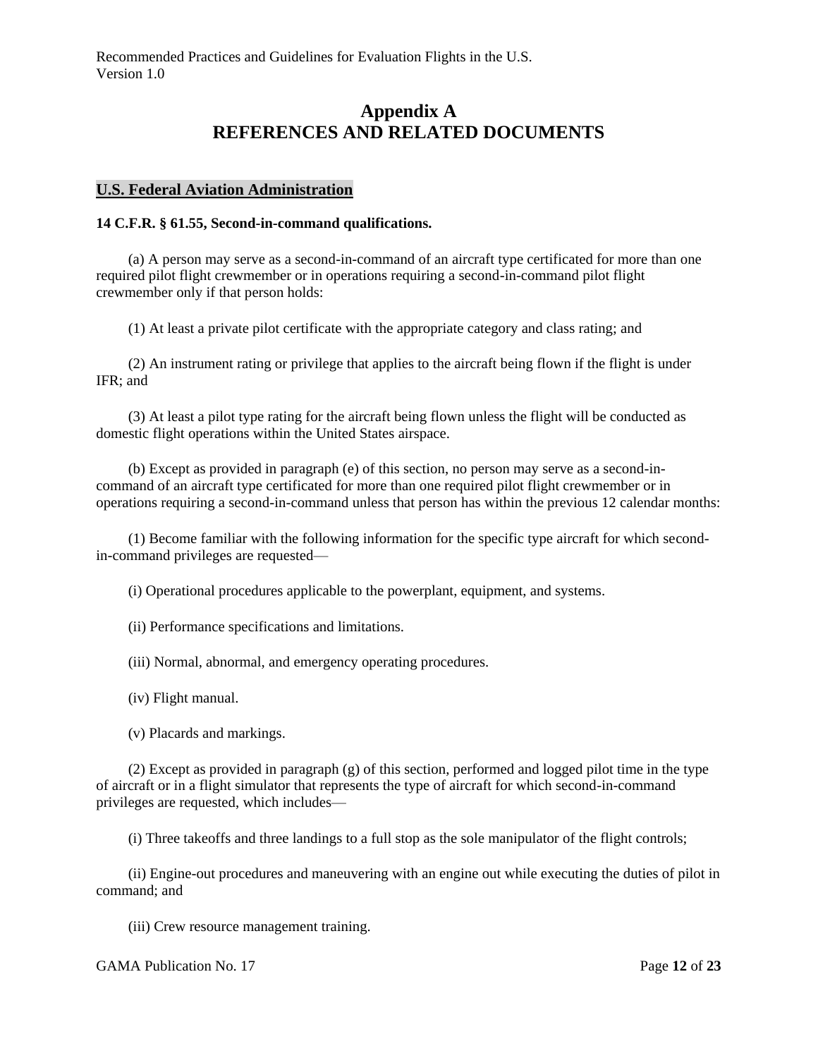# Appendix A
# REFERENCES AND RELATED DOCUMENTS

## U.S. Federal Aviation Administration

**14 C.F.R. § 61.55, Second-in-command qualifications.**

(a) A person may serve as a second-in-command of an aircraft type certificated for more than one required pilot flight crewmember or in operations requiring a second-in-command pilot flight crewmember only if that person holds:

(1) At least a private pilot certificate with the appropriate category and class rating; and

(2) An instrument rating or privilege that applies to the aircraft being flown if the flight is under IFR; and

(3) At least a pilot type rating for the aircraft being flown unless the flight will be conducted as domestic flight operations within the United States airspace.

(b) Except as provided in paragraph (e) of this section, no person may serve as a second-in-command of an aircraft type certificated for more than one required pilot flight crewmember or in operations requiring a second-in-command unless that person has within the previous 12 calendar months:

(1) Become familiar with the following information for the specific type aircraft for which second-in-command privileges are requested—

(i) Operational procedures applicable to the powerplant, equipment, and systems.

(ii) Performance specifications and limitations.

(iii) Normal, abnormal, and emergency operating procedures.

(iv) Flight manual.

(v) Placards and markings.

(2) Except as provided in paragraph (g) of this section, performed and logged pilot time in the type of aircraft or in a flight simulator that represents the type of aircraft for which second-in-command privileges are requested, which includes—

(i) Three takeoffs and three landings to a full stop as the sole manipulator of the flight controls;

(ii) Engine-out procedures and maneuvering with an engine out while executing the duties of pilot in command; and

(iii) Crew resource management training.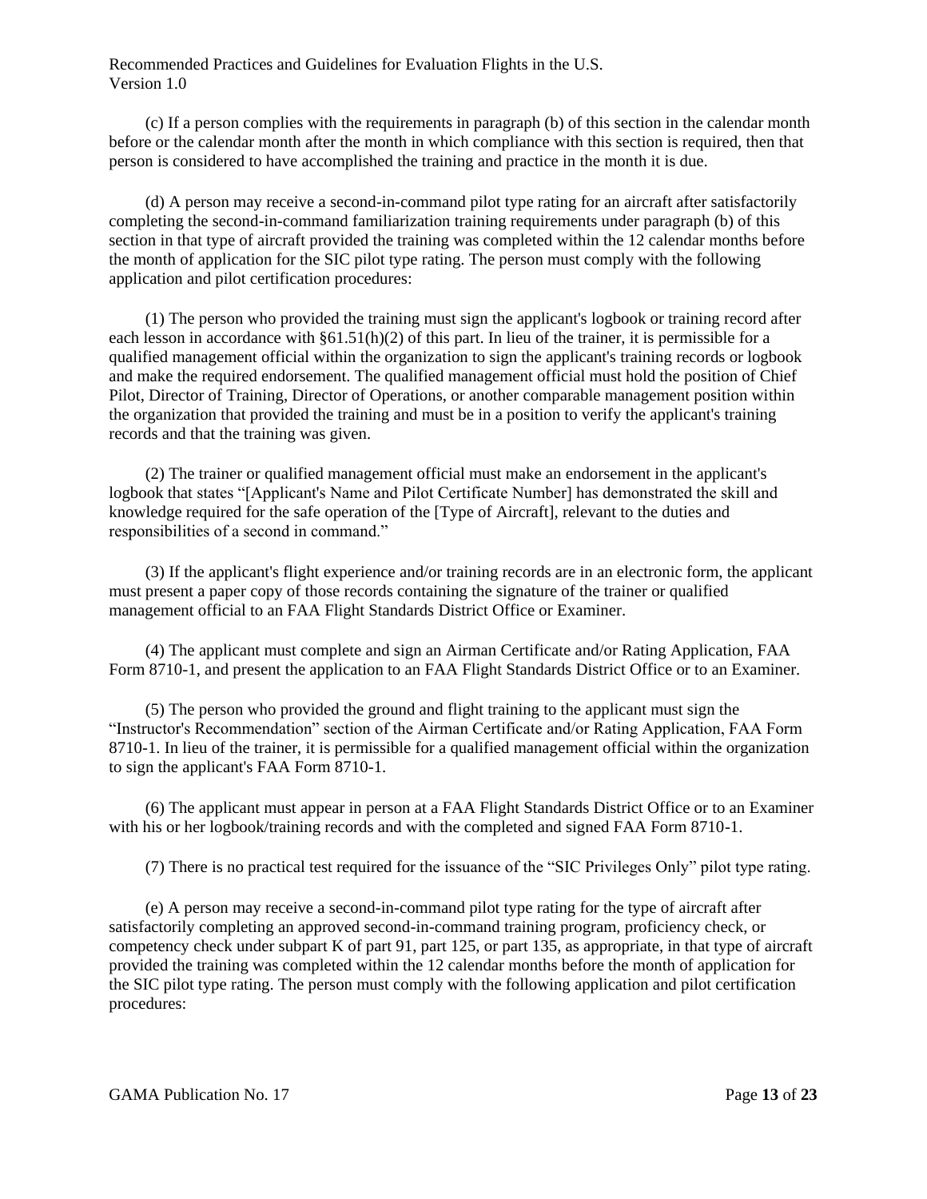(c) If a person complies with the requirements in paragraph (b) of this section in the calendar month before or the calendar month after the month in which compliance with this section is required, then that person is considered to have accomplished the training and practice in the month it is due.

(d) A person may receive a second-in-command pilot type rating for an aircraft after satisfactorily completing the second-in-command familiarization training requirements under paragraph (b) of this section in that type of aircraft provided the training was completed within the 12 calendar months before the month of application for the SIC pilot type rating. The person must comply with the following application and pilot certification procedures:

(1) The person who provided the training must sign the applicant's logbook or training record after each lesson in accordance with §61.51(h)(2) of this part. In lieu of the trainer, it is permissible for a qualified management official within the organization to sign the applicant's training records or logbook and make the required endorsement. The qualified management official must hold the position of Chief Pilot, Director of Training, Director of Operations, or another comparable management position within the organization that provided the training and must be in a position to verify the applicant's training records and that the training was given.

(2) The trainer or qualified management official must make an endorsement in the applicant's logbook that states "[Applicant's Name and Pilot Certificate Number] has demonstrated the skill and knowledge required for the safe operation of the [Type of Aircraft], relevant to the duties and responsibilities of a second in command."

(3) If the applicant's flight experience and/or training records are in an electronic form, the applicant must present a paper copy of those records containing the signature of the trainer or qualified management official to an FAA Flight Standards District Office or Examiner.

(4) The applicant must complete and sign an Airman Certificate and/or Rating Application, FAA Form 8710-1, and present the application to an FAA Flight Standards District Office or to an Examiner.

(5) The person who provided the ground and flight training to the applicant must sign the "Instructor's Recommendation" section of the Airman Certificate and/or Rating Application, FAA Form 8710-1. In lieu of the trainer, it is permissible for a qualified management official within the organization to sign the applicant's FAA Form 8710-1.

(6) The applicant must appear in person at a FAA Flight Standards District Office or to an Examiner with his or her logbook/training records and with the completed and signed FAA Form 8710-1.

(7) There is no practical test required for the issuance of the "SIC Privileges Only" pilot type rating.

(e) A person may receive a second-in-command pilot type rating for the type of aircraft after satisfactorily completing an approved second-in-command training program, proficiency check, or competency check under subpart K of part 91, part 125, or part 135, as appropriate, in that type of aircraft provided the training was completed within the 12 calendar months before the month of application for the SIC pilot type rating. The person must comply with the following application and pilot certification procedures: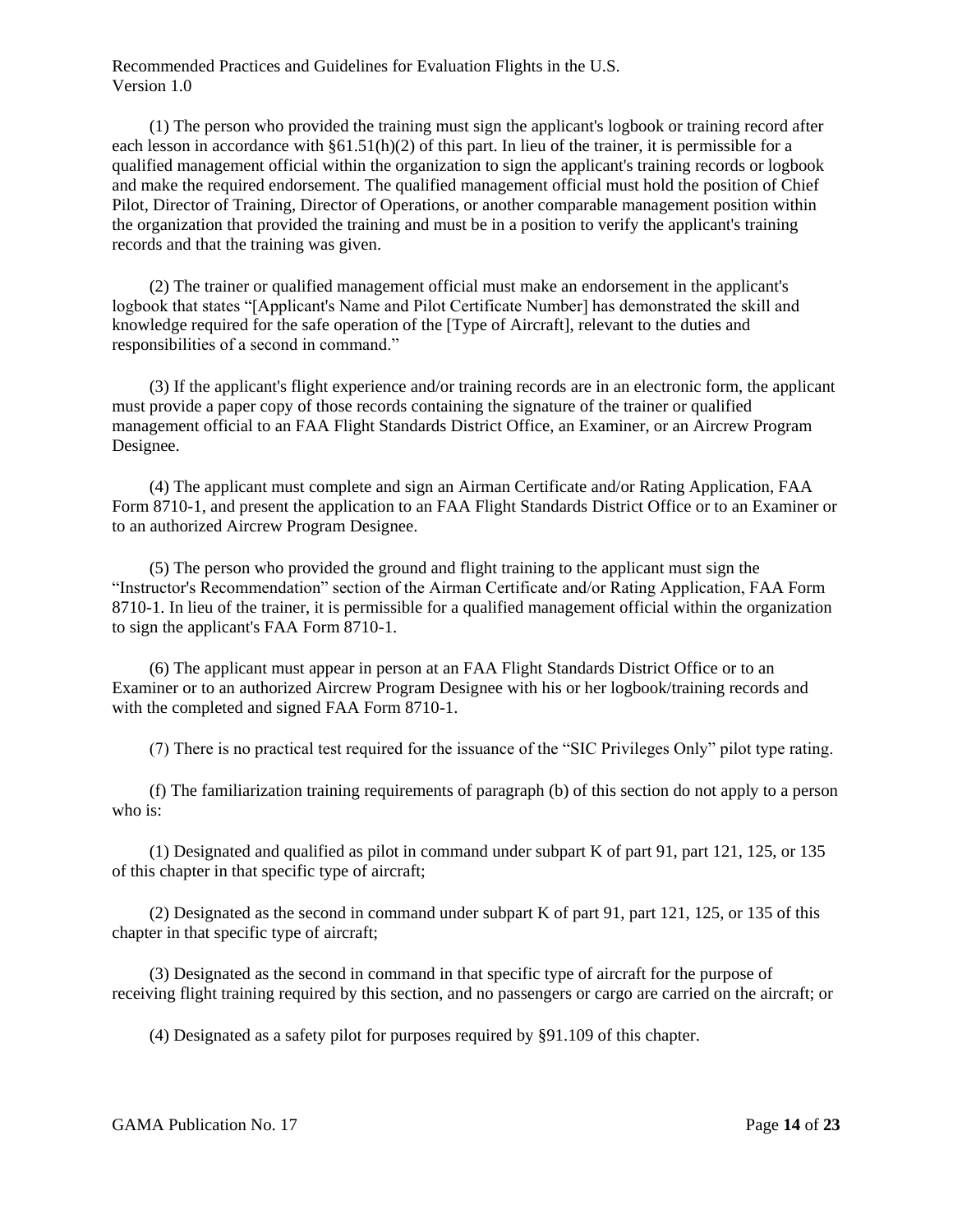(1) The person who provided the training must sign the applicant's logbook or training record after each lesson in accordance with §61.51(h)(2) of this part. In lieu of the trainer, it is permissible for a qualified management official within the organization to sign the applicant's training records or logbook and make the required endorsement. The qualified management official must hold the position of Chief Pilot, Director of Training, Director of Operations, or another comparable management position within the organization that provided the training and must be in a position to verify the applicant's training records and that the training was given.

(2) The trainer or qualified management official must make an endorsement in the applicant's logbook that states "[Applicant's Name and Pilot Certificate Number] has demonstrated the skill and knowledge required for the safe operation of the [Type of Aircraft], relevant to the duties and responsibilities of a second in command."

(3) If the applicant's flight experience and/or training records are in an electronic form, the applicant must provide a paper copy of those records containing the signature of the trainer or qualified management official to an FAA Flight Standards District Office, an Examiner, or an Aircrew Program Designee.

(4) The applicant must complete and sign an Airman Certificate and/or Rating Application, FAA Form 8710-1, and present the application to an FAA Flight Standards District Office or to an Examiner or to an authorized Aircrew Program Designee.

(5) The person who provided the ground and flight training to the applicant must sign the "Instructor's Recommendation" section of the Airman Certificate and/or Rating Application, FAA Form 8710-1. In lieu of the trainer, it is permissible for a qualified management official within the organization to sign the applicant's FAA Form 8710-1.

(6) The applicant must appear in person at an FAA Flight Standards District Office or to an Examiner or to an authorized Aircrew Program Designee with his or her logbook/training records and with the completed and signed FAA Form 8710-1.

(7) There is no practical test required for the issuance of the "SIC Privileges Only" pilot type rating.

(f) The familiarization training requirements of paragraph (b) of this section do not apply to a person who is:

(1) Designated and qualified as pilot in command under subpart K of part 91, part 121, 125, or 135 of this chapter in that specific type of aircraft;

(2) Designated as the second in command under subpart K of part 91, part 121, 125, or 135 of this chapter in that specific type of aircraft;

(3) Designated as the second in command in that specific type of aircraft for the purpose of receiving flight training required by this section, and no passengers or cargo are carried on the aircraft; or

(4) Designated as a safety pilot for purposes required by §91.109 of this chapter.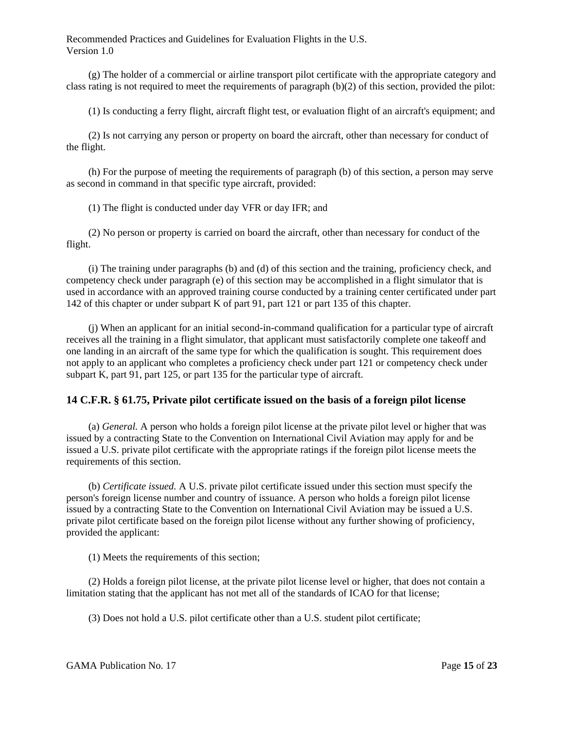(g) The holder of a commercial or airline transport pilot certificate with the appropriate category and class rating is not required to meet the requirements of paragraph (b)(2) of this section, provided the pilot:

(1) Is conducting a ferry flight, aircraft flight test, or evaluation flight of an aircraft's equipment; and

(2) Is not carrying any person or property on board the aircraft, other than necessary for conduct of the flight.

(h) For the purpose of meeting the requirements of paragraph (b) of this section, a person may serve as second in command in that specific type aircraft, provided:

(1) The flight is conducted under day VFR or day IFR; and

(2) No person or property is carried on board the aircraft, other than necessary for conduct of the flight.

(i) The training under paragraphs (b) and (d) of this section and the training, proficiency check, and competency check under paragraph (e) of this section may be accomplished in a flight simulator that is used in accordance with an approved training course conducted by a training center certificated under part 142 of this chapter or under subpart K of part 91, part 121 or part 135 of this chapter.

(j) When an applicant for an initial second-in-command qualification for a particular type of aircraft receives all the training in a flight simulator, that applicant must satisfactorily complete one takeoff and one landing in an aircraft of the same type for which the qualification is sought. This requirement does not apply to an applicant who completes a proficiency check under part 121 or competency check under subpart K, part 91, part 125, or part 135 for the particular type of aircraft.

## 14 C.F.R. § 61.75, Private pilot certificate issued on the basis of a foreign pilot license

(a) *General.* A person who holds a foreign pilot license at the private pilot level or higher that was issued by a contracting State to the Convention on International Civil Aviation may apply for and be issued a U.S. private pilot certificate with the appropriate ratings if the foreign pilot license meets the requirements of this section.

(b) *Certificate issued.* A U.S. private pilot certificate issued under this section must specify the person's foreign license number and country of issuance. A person who holds a foreign pilot license issued by a contracting State to the Convention on International Civil Aviation may be issued a U.S. private pilot certificate based on the foreign pilot license without any further showing of proficiency, provided the applicant:

(1) Meets the requirements of this section;

(2) Holds a foreign pilot license, at the private pilot license level or higher, that does not contain a limitation stating that the applicant has not met all of the standards of ICAO for that license;

(3) Does not hold a U.S. pilot certificate other than a U.S. student pilot certificate;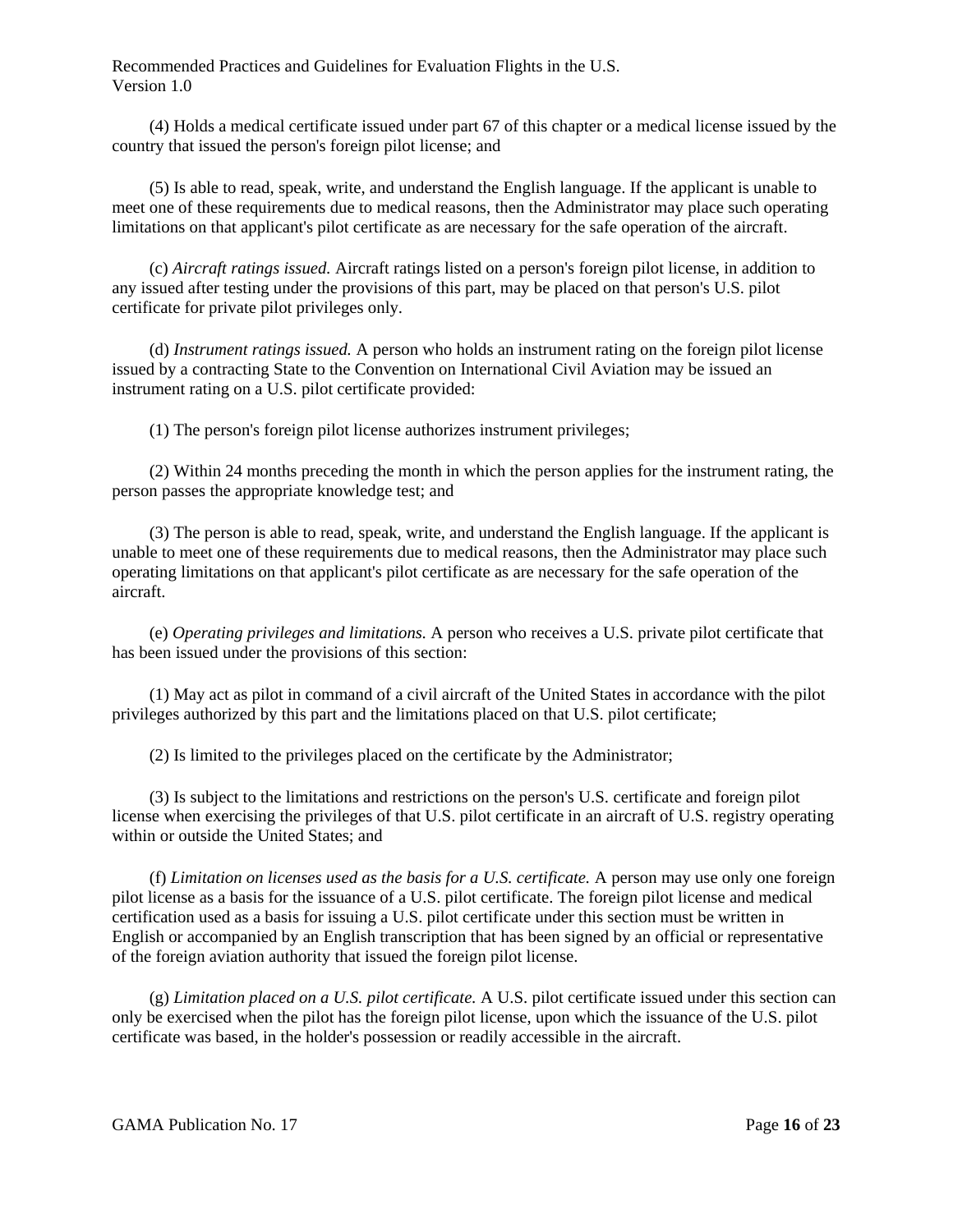(4) Holds a medical certificate issued under part 67 of this chapter or a medical license issued by the country that issued the person's foreign pilot license; and

(5) Is able to read, speak, write, and understand the English language. If the applicant is unable to meet one of these requirements due to medical reasons, then the Administrator may place such operating limitations on that applicant's pilot certificate as are necessary for the safe operation of the aircraft.

(c) *Aircraft ratings issued.* Aircraft ratings listed on a person's foreign pilot license, in addition to any issued after testing under the provisions of this part, may be placed on that person's U.S. pilot certificate for private pilot privileges only.

(d) *Instrument ratings issued.* A person who holds an instrument rating on the foreign pilot license issued by a contracting State to the Convention on International Civil Aviation may be issued an instrument rating on a U.S. pilot certificate provided:

(1) The person's foreign pilot license authorizes instrument privileges;

(2) Within 24 months preceding the month in which the person applies for the instrument rating, the person passes the appropriate knowledge test; and

(3) The person is able to read, speak, write, and understand the English language. If the applicant is unable to meet one of these requirements due to medical reasons, then the Administrator may place such operating limitations on that applicant's pilot certificate as are necessary for the safe operation of the aircraft.

(e) *Operating privileges and limitations.* A person who receives a U.S. private pilot certificate that has been issued under the provisions of this section:

(1) May act as pilot in command of a civil aircraft of the United States in accordance with the pilot privileges authorized by this part and the limitations placed on that U.S. pilot certificate;

(2) Is limited to the privileges placed on the certificate by the Administrator;

(3) Is subject to the limitations and restrictions on the person's U.S. certificate and foreign pilot license when exercising the privileges of that U.S. pilot certificate in an aircraft of U.S. registry operating within or outside the United States; and

(f) *Limitation on licenses used as the basis for a U.S. certificate.* A person may use only one foreign pilot license as a basis for the issuance of a U.S. pilot certificate. The foreign pilot license and medical certification used as a basis for issuing a U.S. pilot certificate under this section must be written in English or accompanied by an English transcription that has been signed by an official or representative of the foreign aviation authority that issued the foreign pilot license.

(g) *Limitation placed on a U.S. pilot certificate.* A U.S. pilot certificate issued under this section can only be exercised when the pilot has the foreign pilot license, upon which the issuance of the U.S. pilot certificate was based, in the holder's possession or readily accessible in the aircraft.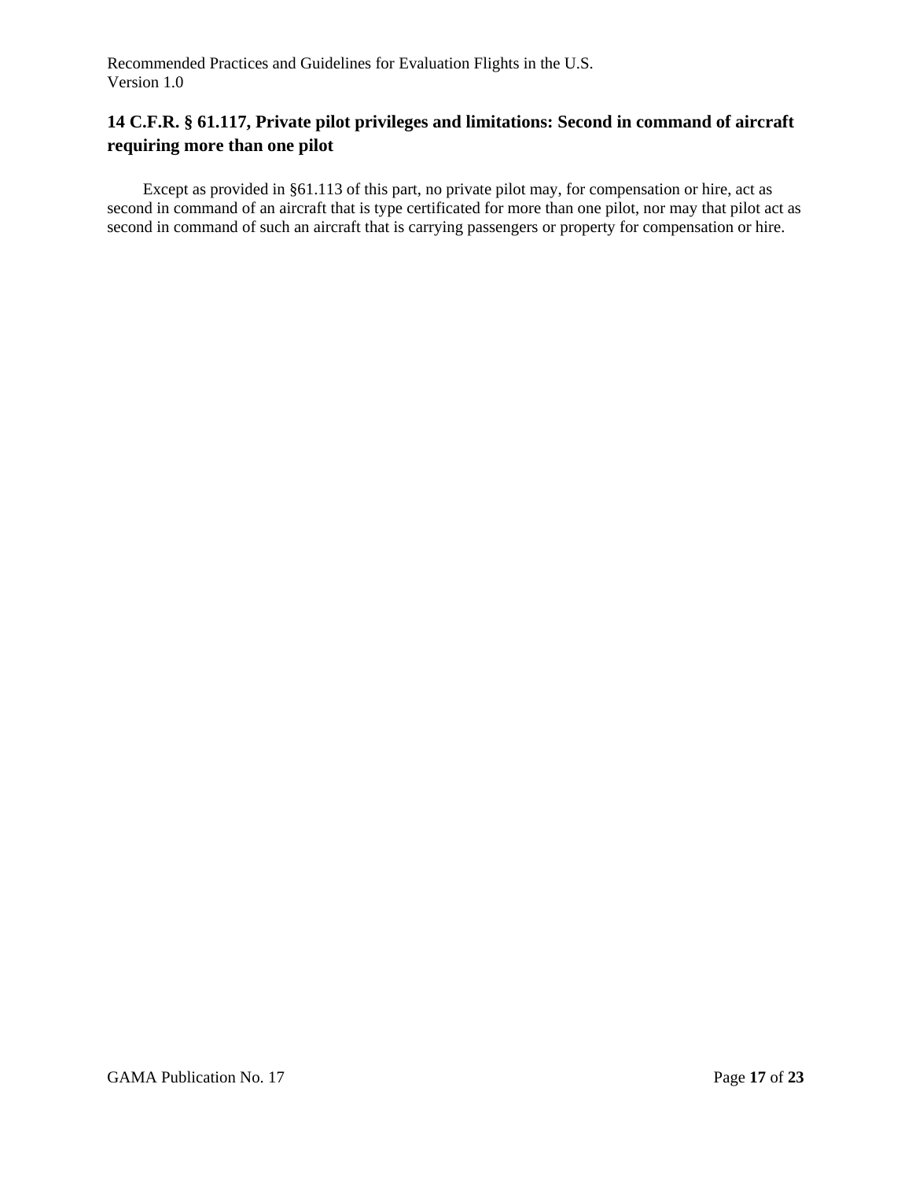## 14 C.F.R. § 61.117, Private pilot privileges and limitations: Second in command of aircraft requiring more than one pilot

Except as provided in §61.113 of this part, no private pilot may, for compensation or hire, act as second in command of an aircraft that is type certificated for more than one pilot, nor may that pilot act as second in command of such an aircraft that is carrying passengers or property for compensation or hire.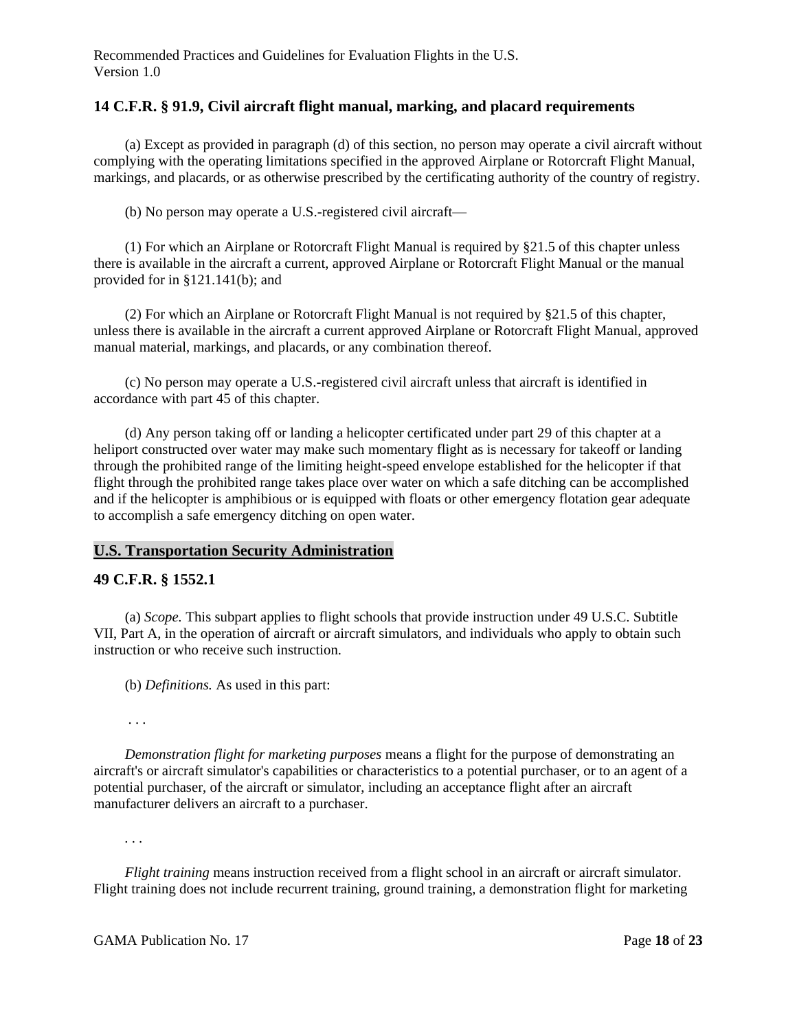### 14 C.F.R. § 91.9, Civil aircraft flight manual, marking, and placard requirements

(a) Except as provided in paragraph (d) of this section, no person may operate a civil aircraft without complying with the operating limitations specified in the approved Airplane or Rotorcraft Flight Manual, markings, and placards, or as otherwise prescribed by the certificating authority of the country of registry.

(b) No person may operate a U.S.-registered civil aircraft—

(1) For which an Airplane or Rotorcraft Flight Manual is required by §21.5 of this chapter unless there is available in the aircraft a current, approved Airplane or Rotorcraft Flight Manual or the manual provided for in §121.141(b); and

(2) For which an Airplane or Rotorcraft Flight Manual is not required by §21.5 of this chapter, unless there is available in the aircraft a current approved Airplane or Rotorcraft Flight Manual, approved manual material, markings, and placards, or any combination thereof.

(c) No person may operate a U.S.-registered civil aircraft unless that aircraft is identified in accordance with part 45 of this chapter.

(d) Any person taking off or landing a helicopter certificated under part 29 of this chapter at a heliport constructed over water may make such momentary flight as is necessary for takeoff or landing through the prohibited range of the limiting height-speed envelope established for the helicopter if that flight through the prohibited range takes place over water on which a safe ditching can be accomplished and if the helicopter is amphibious or is equipped with floats or other emergency flotation gear adequate to accomplish a safe emergency ditching on open water.

## U.S. Transportation Security Administration

### 49 C.F.R. § 1552.1

(a) *Scope.* This subpart applies to flight schools that provide instruction under 49 U.S.C. Subtitle VII, Part A, in the operation of aircraft or aircraft simulators, and individuals who apply to obtain such instruction or who receive such instruction.

(b) *Definitions.* As used in this part:

. . .

*Demonstration flight for marketing purposes* means a flight for the purpose of demonstrating an aircraft's or aircraft simulator's capabilities or characteristics to a potential purchaser, or to an agent of a potential purchaser, of the aircraft or simulator, including an acceptance flight after an aircraft manufacturer delivers an aircraft to a purchaser.

. . .

*Flight training* means instruction received from a flight school in an aircraft or aircraft simulator. Flight training does not include recurrent training, ground training, a demonstration flight for marketing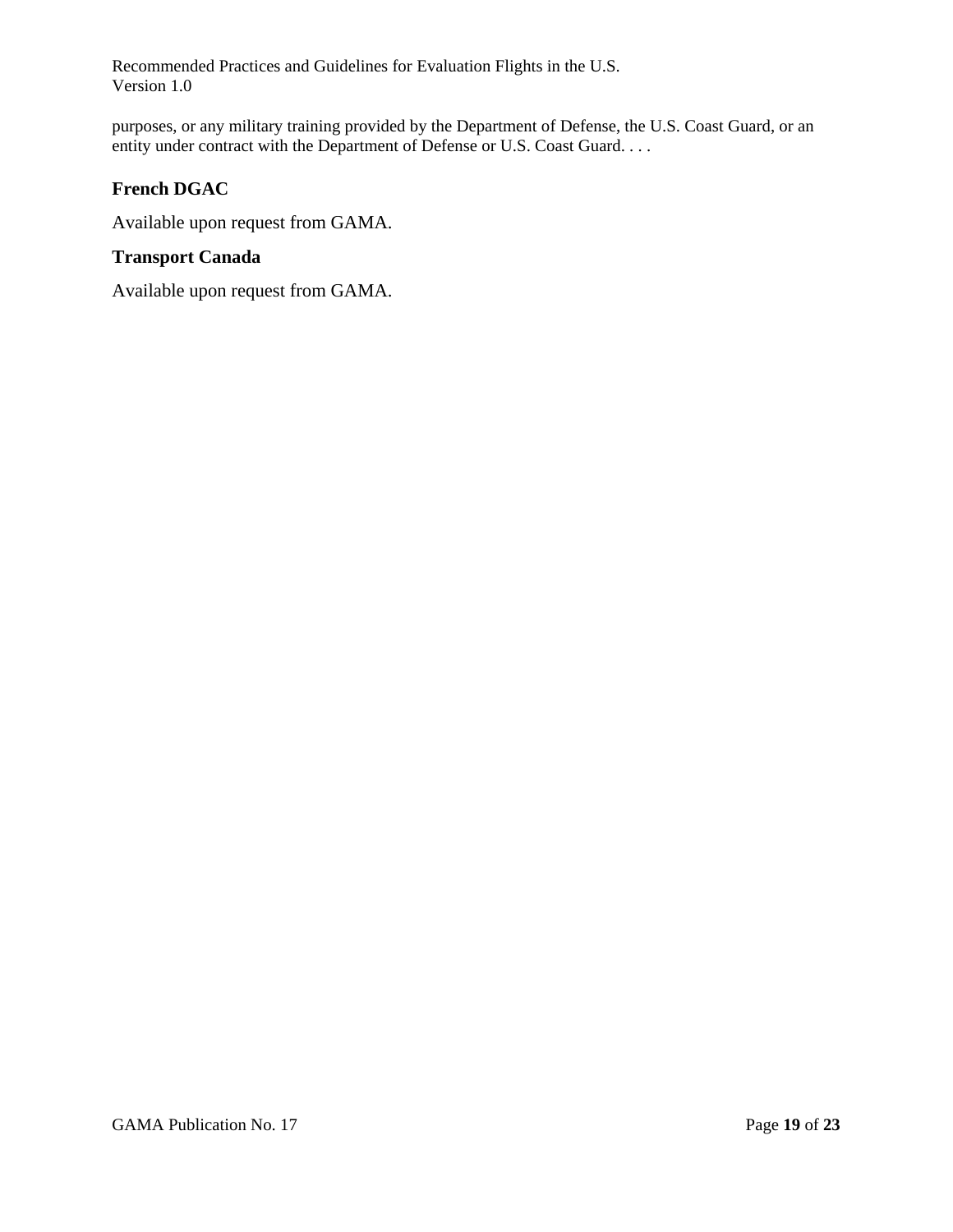purposes, or any military training provided by the Department of Defense, the U.S. Coast Guard, or an entity under contract with the Department of Defense or U.S. Coast Guard. . . .

### French DGAC

Available upon request from GAMA.

### Transport Canada

Available upon request from GAMA.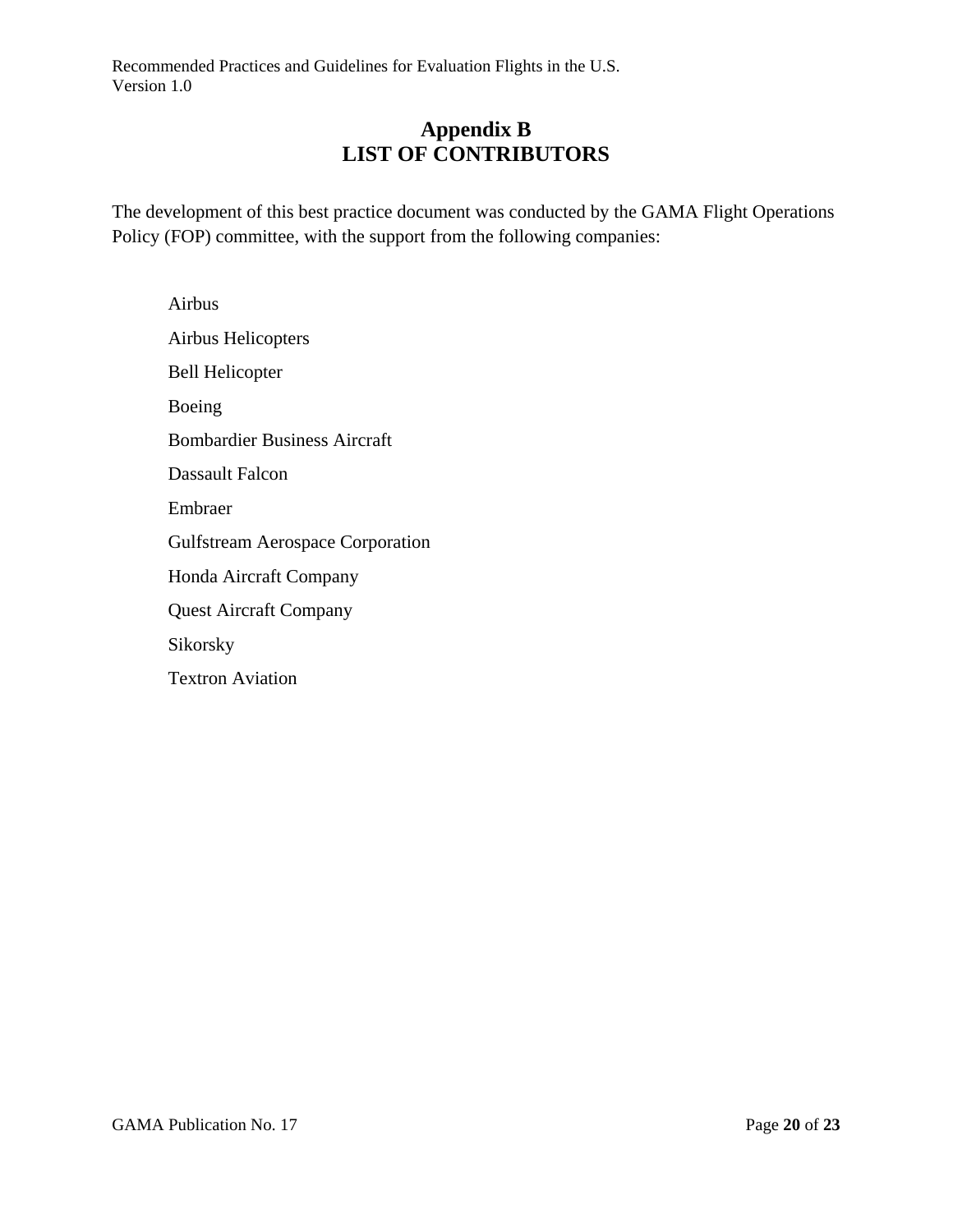# Appendix B
# LIST OF CONTRIBUTORS

The development of this best practice document was conducted by the GAMA Flight Operations Policy (FOP) committee, with the support from the following companies:

- Airbus
- Airbus Helicopters
- Bell Helicopter
- Boeing
- Bombardier Business Aircraft
- Dassault Falcon
- Embraer
- Gulfstream Aerospace Corporation
- Honda Aircraft Company
- Quest Aircraft Company
- Sikorsky
- Textron Aviation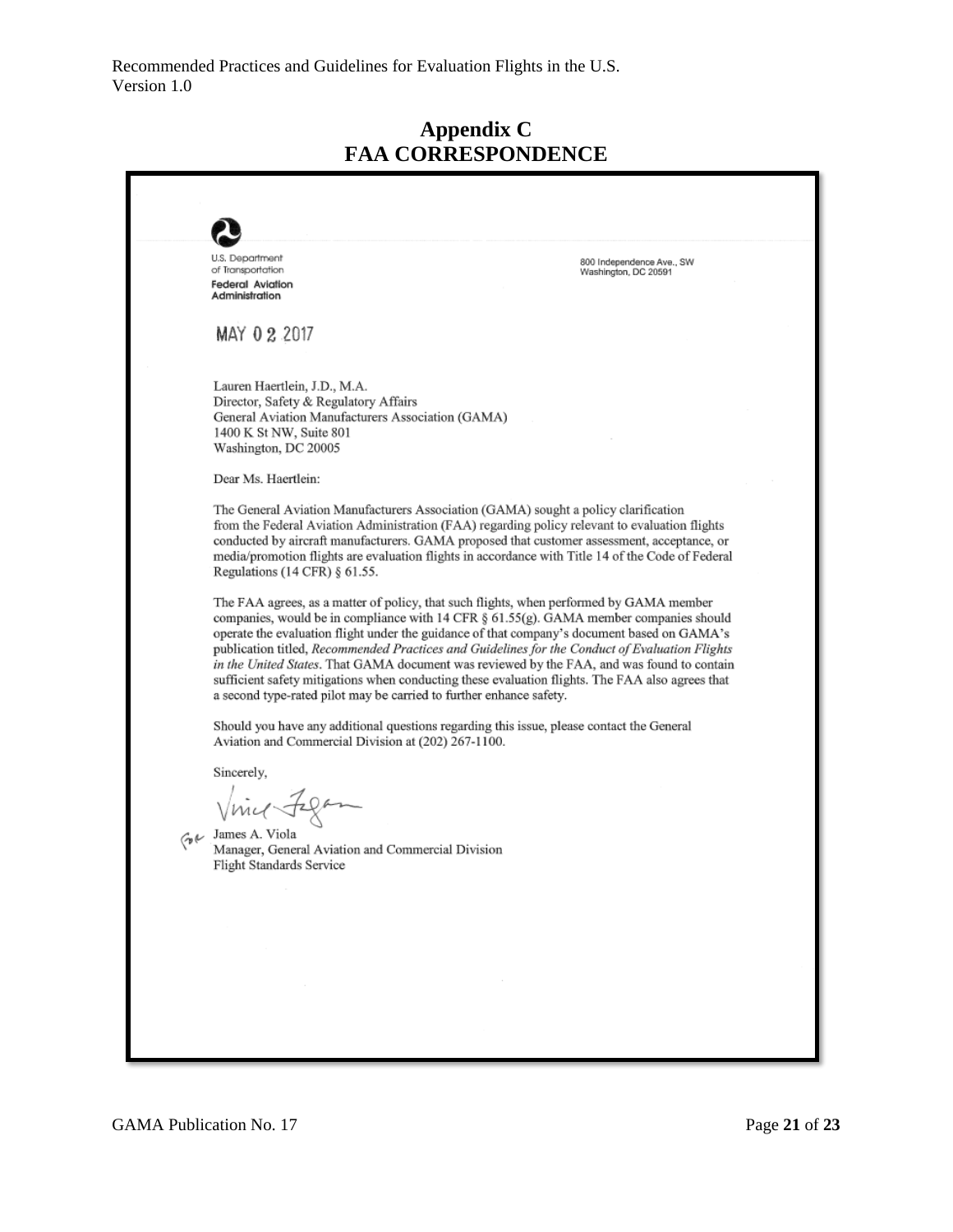## Appendix C
## FAA CORRESPONDENCE

U.S. Department of Transportation
**Federal Aviation Administration**

800 Independence Ave., SW
Washington, DC 20591

MAY 0 2 2017

Lauren Haertlein, J.D., M.A.
Director, Safety & Regulatory Affairs
General Aviation Manufacturers Association (GAMA)
1400 K St NW, Suite 801
Washington, DC 20005

Dear Ms. Haertlein:

The General Aviation Manufacturers Association (GAMA) sought a policy clarification from the Federal Aviation Administration (FAA) regarding policy relevant to evaluation flights conducted by aircraft manufacturers. GAMA proposed that customer assessment, acceptance, or media/promotion flights are evaluation flights in accordance with Title 14 of the Code of Federal Regulations (14 CFR) § 61.55.

The FAA agrees, as a matter of policy, that such flights, when performed by GAMA member companies, would be in compliance with 14 CFR § 61.55(g). GAMA member companies should operate the evaluation flight under the guidance of that company's document based on GAMA's publication titled, *Recommended Practices and Guidelines for the Conduct of Evaluation Flights in the United States*. That GAMA document was reviewed by the FAA, and was found to contain sufficient safety mitigations when conducting these evaluation flights. The FAA also agrees that a second type-rated pilot may be carried to further enhance safety.

Should you have any additional questions regarding this issue, please contact the General Aviation and Commercial Division at (202) 267-1100.

Sincerely,

For James A. Viola
Manager, General Aviation and Commercial Division
Flight Standards Service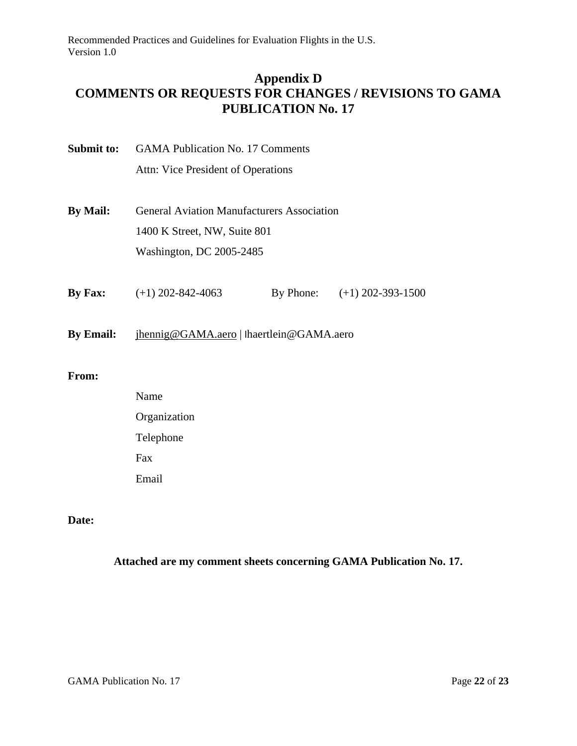# Appendix D
# COMMENTS OR REQUESTS FOR CHANGES / REVISIONS TO GAMA PUBLICATION No. 17

**Submit to:** GAMA Publication No. 17 Comments
Attn: Vice President of Operations

**By Mail:** General Aviation Manufacturers Association
1400 K Street, NW, Suite 801
Washington, DC 2005-2485

**By Fax:** (+1) 202-842-4063 By Phone: (+1) 202-393-1500

**By Email:** jhennig@GAMA.aero | lhaertlein@GAMA.aero

**From:**

Name

Organization

Telephone

Fax

Email

**Date:**

**Attached are my comment sheets concerning GAMA Publication No. 17.**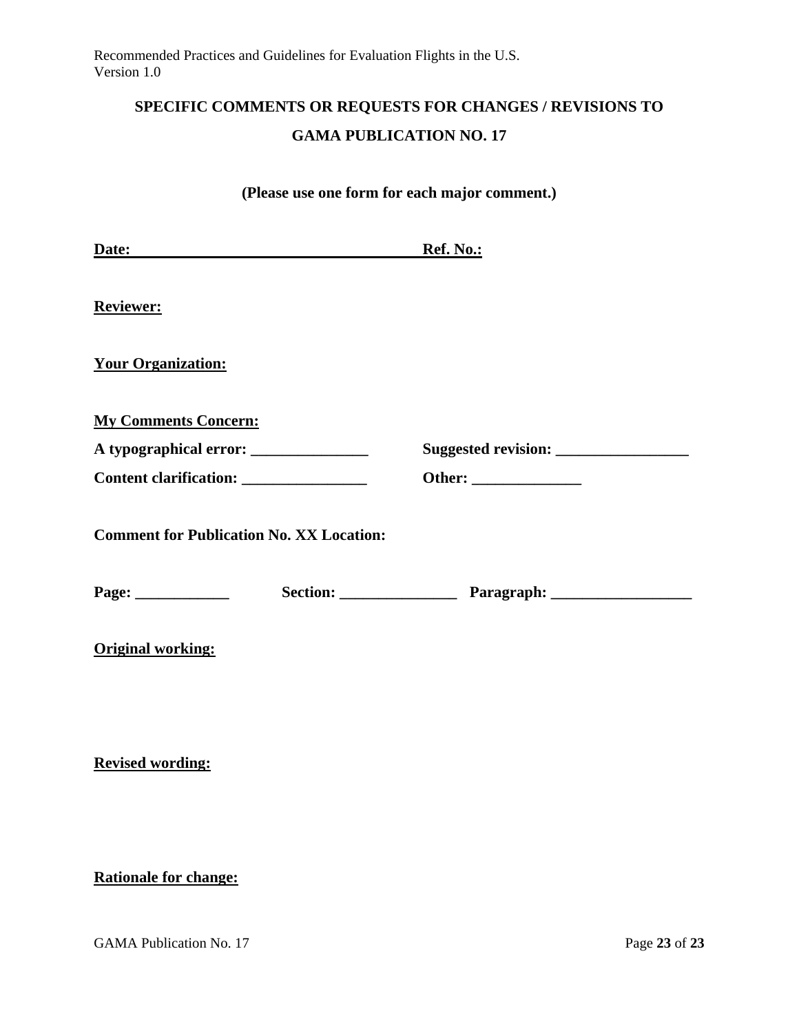## SPECIFIC COMMENTS OR REQUESTS FOR CHANGES / REVISIONS TO GAMA PUBLICATION NO. 17

**(Please use one form for each major comment.)**

**Date:** ____________________________________ **Ref. No.:**

**Reviewer:**

**Your Organization:**

**My Comments Concern:**

**A typographical error:** _______________ **Suggested revision:** _________________

**Content clarification:** ________________ **Other:** ______________

**Comment for Publication No. XX Location:**

**Page:** ____________ **Section:** _______________ **Paragraph:** __________________

**Original working:**

**Revised wording:**

**Rationale for change:**